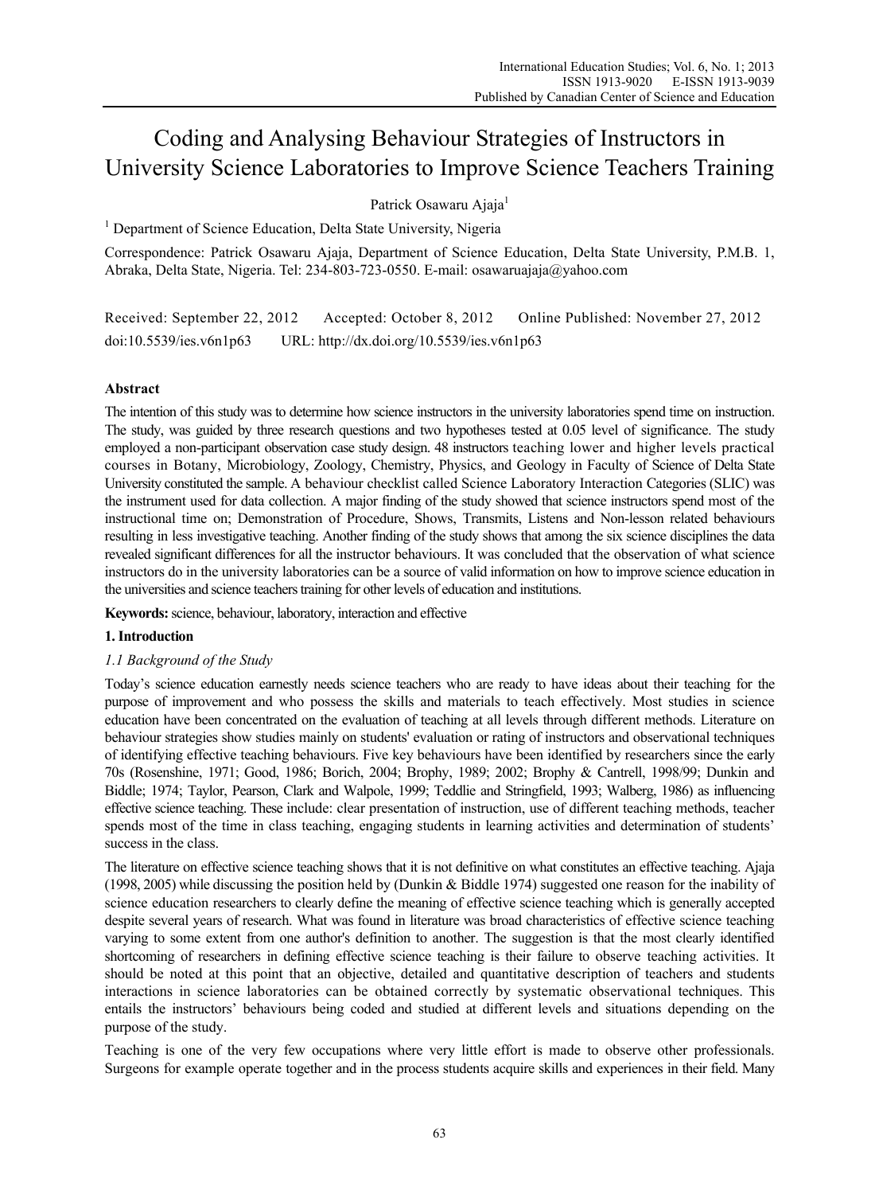# Coding and Analysing Behaviour Strategies of Instructors in University Science Laboratories to Improve Science Teachers Training

Patrick Osawaru Ajaja[1]

[1] Department of Science Education, Delta State University, Nigeria

Correspondence: Patrick Osawaru Ajaja, Department of Science Education, Delta State University, P.M.B. 1, Abraka, Delta State, Nigeria. Tel: 234-803-723-0550. E-mail: osawaruajaja@yahoo.com

Received: September 22, 2012 Accepted: October 8, 2012 Online Published: November 27, 2012

doi:10.5539/ies.v6n1p63 URL: http://dx.doi.org/10.5539/ies.v6n1p63

## Abstract

The intention of this study was to determine how science instructors in the university laboratories spend time on instruction. The study, was guided by three research questions and two hypotheses tested at 0.05 level of significance. The study employed a non-participant observation case study design. 48 instructors teaching lower and higher levels practical courses in Botany, Microbiology, Zoology, Chemistry, Physics, and Geology in Faculty of Science of Delta State University constituted the sample. A behaviour checklist called Science Laboratory Interaction Categories (SLIC) was the instrument used for data collection. A major finding of the study showed that science instructors spend most of the instructional time on; Demonstration of Procedure, Shows, Transmits, Listens and Non-lesson related behaviours resulting in less investigative teaching. Another finding of the study shows that among the six science disciplines the data revealed significant differences for all the instructor behaviours. It was concluded that the observation of what science instructors do in the university laboratories can be a source of valid information on how to improve science education in the universities and science teachers training for other levels of education and institutions.

**Keywords:** science, behaviour, laboratory, interaction and effective

## 1. Introduction

### *1.1 Background of the Study*

Today's science education earnestly needs science teachers who are ready to have ideas about their teaching for the purpose of improvement and who possess the skills and materials to teach effectively. Most studies in science education have been concentrated on the evaluation of teaching at all levels through different methods. Literature on behaviour strategies show studies mainly on students' evaluation or rating of instructors and observational techniques of identifying effective teaching behaviours. Five key behaviours have been identified by researchers since the early 70s (Rosenshine, 1971; Good, 1986; Borich, 2004; Brophy, 1989; 2002; Brophy & Cantrell, 1998/99; Dunkin and Biddle; 1974; Taylor, Pearson, Clark and Walpole, 1999; Teddlie and Stringfield, 1993; Walberg, 1986) as influencing effective science teaching. These include: clear presentation of instruction, use of different teaching methods, teacher spends most of the time in class teaching, engaging students in learning activities and determination of students' success in the class.

The literature on effective science teaching shows that it is not definitive on what constitutes an effective teaching. Ajaja (1998, 2005) while discussing the position held by (Dunkin & Biddle 1974) suggested one reason for the inability of science education researchers to clearly define the meaning of effective science teaching which is generally accepted despite several years of research. What was found in literature was broad characteristics of effective science teaching varying to some extent from one author's definition to another. The suggestion is that the most clearly identified shortcoming of researchers in defining effective science teaching is their failure to observe teaching activities. It should be noted at this point that an objective, detailed and quantitative description of teachers and students interactions in science laboratories can be obtained correctly by systematic observational techniques. This entails the instructors' behaviours being coded and studied at different levels and situations depending on the purpose of the study.

Teaching is one of the very few occupations where very little effort is made to observe other professionals. Surgeons for example operate together and in the process students acquire skills and experiences in their field. Many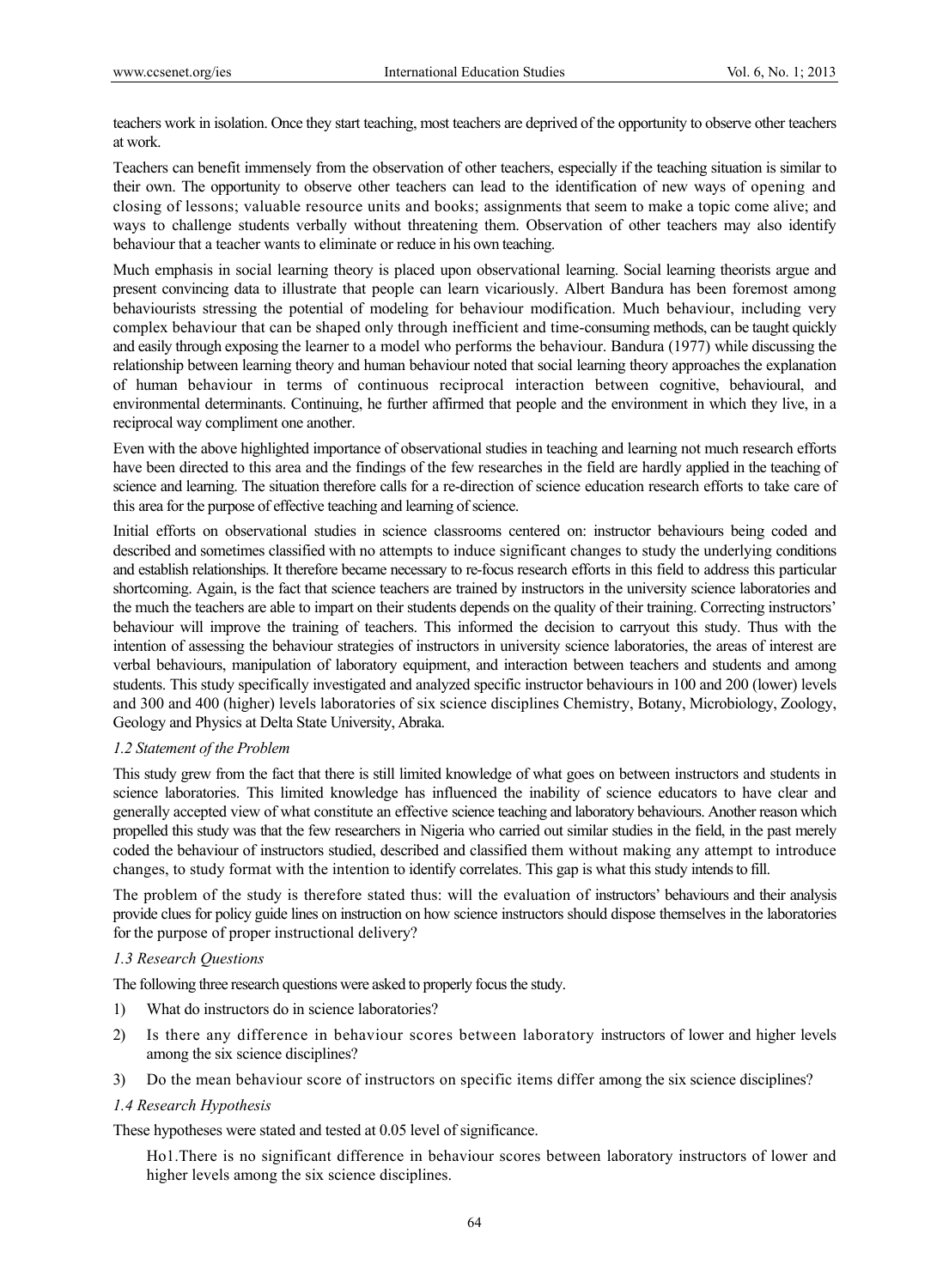teachers work in isolation. Once they start teaching, most teachers are deprived of the opportunity to observe other teachers at work.

Teachers can benefit immensely from the observation of other teachers, especially if the teaching situation is similar to their own. The opportunity to observe other teachers can lead to the identification of new ways of opening and closing of lessons; valuable resource units and books; assignments that seem to make a topic come alive; and ways to challenge students verbally without threatening them. Observation of other teachers may also identify behaviour that a teacher wants to eliminate or reduce in his own teaching.

Much emphasis in social learning theory is placed upon observational learning. Social learning theorists argue and present convincing data to illustrate that people can learn vicariously. Albert Bandura has been foremost among behaviourists stressing the potential of modeling for behaviour modification. Much behaviour, including very complex behaviour that can be shaped only through inefficient and time-consuming methods, can be taught quickly and easily through exposing the learner to a model who performs the behaviour. Bandura (1977) while discussing the relationship between learning theory and human behaviour noted that social learning theory approaches the explanation of human behaviour in terms of continuous reciprocal interaction between cognitive, behavioural, and environmental determinants. Continuing, he further affirmed that people and the environment in which they live, in a reciprocal way compliment one another.

Even with the above highlighted importance of observational studies in teaching and learning not much research efforts have been directed to this area and the findings of the few researches in the field are hardly applied in the teaching of science and learning. The situation therefore calls for a re-direction of science education research efforts to take care of this area for the purpose of effective teaching and learning of science.

Initial efforts on observational studies in science classrooms centered on: instructor behaviours being coded and described and sometimes classified with no attempts to induce significant changes to study the underlying conditions and establish relationships. It therefore became necessary to re-focus research efforts in this field to address this particular shortcoming. Again, is the fact that science teachers are trained by instructors in the university science laboratories and the much the teachers are able to impart on their students depends on the quality of their training. Correcting instructors' behaviour will improve the training of teachers. This informed the decision to carryout this study. Thus with the intention of assessing the behaviour strategies of instructors in university science laboratories, the areas of interest are verbal behaviours, manipulation of laboratory equipment, and interaction between teachers and students and among students. This study specifically investigated and analyzed specific instructor behaviours in 100 and 200 (lower) levels and 300 and 400 (higher) levels laboratories of six science disciplines Chemistry, Botany, Microbiology, Zoology, Geology and Physics at Delta State University, Abraka.

### *1.2 Statement of the Problem*

This study grew from the fact that there is still limited knowledge of what goes on between instructors and students in science laboratories. This limited knowledge has influenced the inability of science educators to have clear and generally accepted view of what constitute an effective science teaching and laboratory behaviours. Another reason which propelled this study was that the few researchers in Nigeria who carried out similar studies in the field, in the past merely coded the behaviour of instructors studied, described and classified them without making any attempt to introduce changes, to study format with the intention to identify correlates. This gap is what this study intends to fill.

The problem of the study is therefore stated thus: will the evaluation of instructors' behaviours and their analysis provide clues for policy guide lines on instruction on how science instructors should dispose themselves in the laboratories for the purpose of proper instructional delivery?

### *1.3 Research Questions*

The following three research questions were asked to properly focus the study.

1) What do instructors do in science laboratories?
2) Is there any difference in behaviour scores between laboratory instructors of lower and higher levels among the six science disciplines?
3) Do the mean behaviour score of instructors on specific items differ among the six science disciplines?

### *1.4 Research Hypothesis*

These hypotheses were stated and tested at 0.05 level of significance.

Ho1. There is no significant difference in behaviour scores between laboratory instructors of lower and higher levels among the six science disciplines.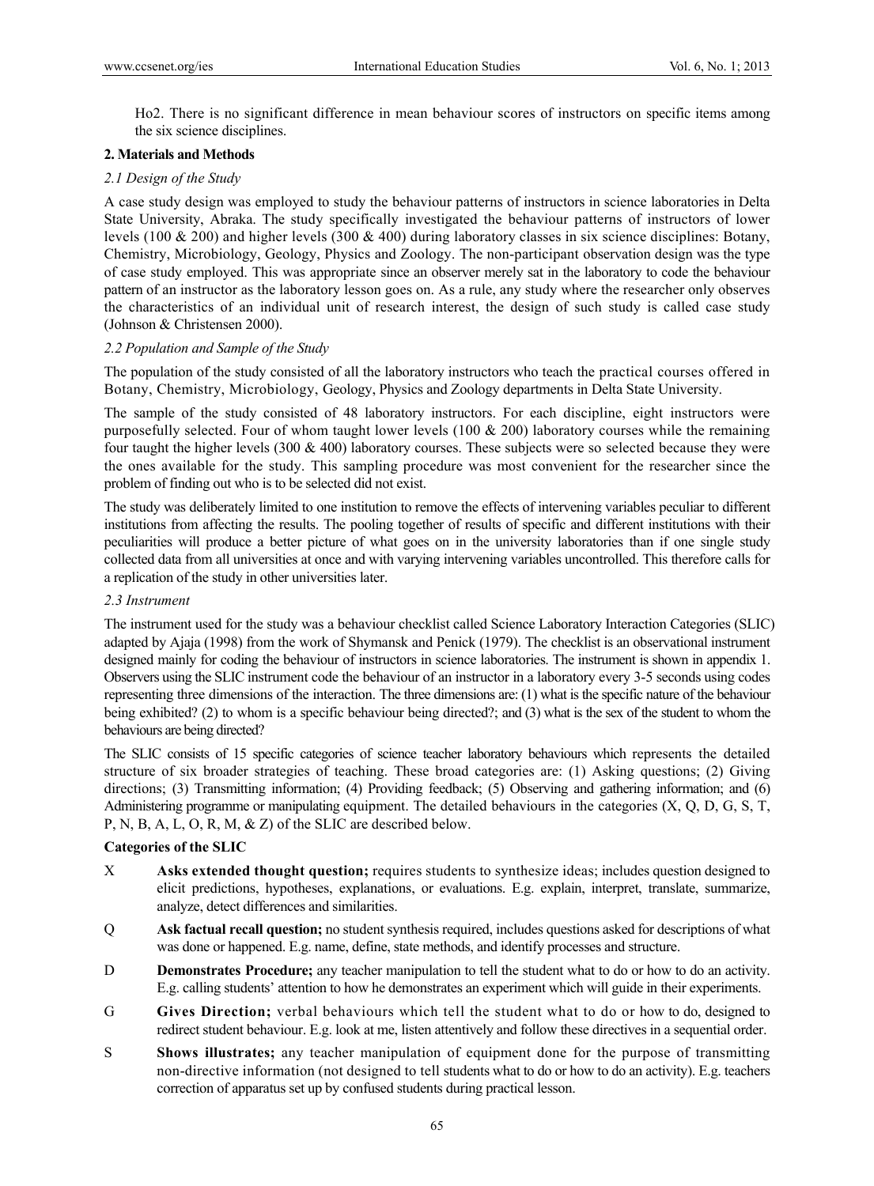Ho2. There is no significant difference in mean behaviour scores of instructors on specific items among the six science disciplines.

## 2. Materials and Methods

### *2.1 Design of the Study*

A case study design was employed to study the behaviour patterns of instructors in science laboratories in Delta State University, Abraka. The study specifically investigated the behaviour patterns of instructors of lower levels (100 & 200) and higher levels (300 & 400) during laboratory classes in six science disciplines: Botany, Chemistry, Microbiology, Geology, Physics and Zoology. The non-participant observation design was the type of case study employed. This was appropriate since an observer merely sat in the laboratory to code the behaviour pattern of an instructor as the laboratory lesson goes on. As a rule, any study where the researcher only observes the characteristics of an individual unit of research interest, the design of such study is called case study (Johnson & Christensen 2000).

### *2.2 Population and Sample of the Study*

The population of the study consisted of all the laboratory instructors who teach the practical courses offered in Botany, Chemistry, Microbiology, Geology, Physics and Zoology departments in Delta State University.

The sample of the study consisted of 48 laboratory instructors. For each discipline, eight instructors were purposefully selected. Four of whom taught lower levels (100 & 200) laboratory courses while the remaining four taught the higher levels (300 & 400) laboratory courses. These subjects were so selected because they were the ones available for the study. This sampling procedure was most convenient for the researcher since the problem of finding out who is to be selected did not exist.

The study was deliberately limited to one institution to remove the effects of intervening variables peculiar to different institutions from affecting the results. The pooling together of results of specific and different institutions with their peculiarities will produce a better picture of what goes on in the university laboratories than if one single study collected data from all universities at once and with varying intervening variables uncontrolled. This therefore calls for a replication of the study in other universities later.

### *2.3 Instrument*

The instrument used for the study was a behaviour checklist called Science Laboratory Interaction Categories (SLIC) adapted by Ajaja (1998) from the work of Shymansk and Penick (1979). The checklist is an observational instrument designed mainly for coding the behaviour of instructors in science laboratories. The instrument is shown in appendix 1. Observers using the SLIC instrument code the behaviour of an instructor in a laboratory every 3-5 seconds using codes representing three dimensions of the interaction. The three dimensions are: (1) what is the specific nature of the behaviour being exhibited? (2) to whom is a specific behaviour being directed?; and (3) what is the sex of the student to whom the behaviours are being directed?

The SLIC consists of 15 specific categories of science teacher laboratory behaviours which represents the detailed structure of six broader strategies of teaching. These broad categories are: (1) Asking questions; (2) Giving directions; (3) Transmitting information; (4) Providing feedback; (5) Observing and gathering information; and (6) Administering programme or manipulating equipment. The detailed behaviours in the categories (X, Q, D, G, S, T, P, N, B, A, L, O, R, M, & Z) of the SLIC are described below.

**Categories of the SLIC**

X **Asks extended thought question;** requires students to synthesize ideas; includes question designed to elicit predictions, hypotheses, explanations, or evaluations. E.g. explain, interpret, translate, summarize, analyze, detect differences and similarities.

Q **Ask factual recall question;** no student synthesis required, includes questions asked for descriptions of what was done or happened. E.g. name, define, state methods, and identify processes and structure.

D **Demonstrates Procedure;** any teacher manipulation to tell the student what to do or how to do an activity. E.g. calling students' attention to how he demonstrates an experiment which will guide in their experiments.

G **Gives Direction;** verbal behaviours which tell the student what to do or how to do, designed to redirect student behaviour. E.g. look at me, listen attentively and follow these directives in a sequential order.

S **Shows illustrates;** any teacher manipulation of equipment done for the purpose of transmitting non-directive information (not designed to tell students what to do or how to do an activity). E.g. teachers correction of apparatus set up by confused students during practical lesson.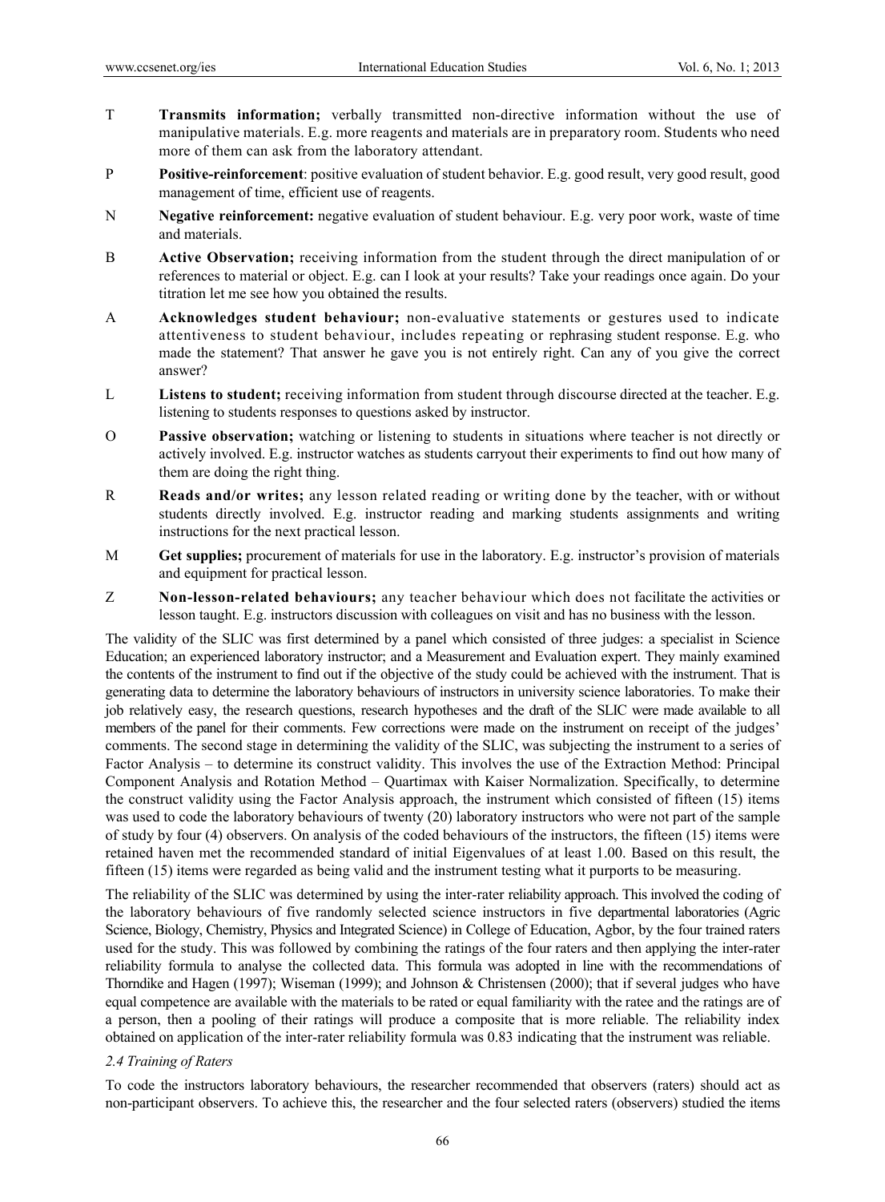T **Transmits information;** verbally transmitted non-directive information without the use of manipulative materials. E.g. more reagents and materials are in preparatory room. Students who need more of them can ask from the laboratory attendant.

P **Positive-reinforcement**: positive evaluation of student behavior. E.g. good result, very good result, good management of time, efficient use of reagents.

N **Negative reinforcement:** negative evaluation of student behaviour. E.g. very poor work, waste of time and materials.

B **Active Observation;** receiving information from the student through the direct manipulation of or references to material or object. E.g. can I look at your results? Take your readings once again. Do your titration let me see how you obtained the results.

A **Acknowledges student behaviour;** non-evaluative statements or gestures used to indicate attentiveness to student behaviour, includes repeating or rephrasing student response. E.g. who made the statement? That answer he gave you is not entirely right. Can any of you give the correct answer?

L **Listens to student;** receiving information from student through discourse directed at the teacher. E.g. listening to students responses to questions asked by instructor.

O **Passive observation;** watching or listening to students in situations where teacher is not directly or actively involved. E.g. instructor watches as students carryout their experiments to find out how many of them are doing the right thing.

R **Reads and/or writes;** any lesson related reading or writing done by the teacher, with or without students directly involved. E.g. instructor reading and marking students assignments and writing instructions for the next practical lesson.

M **Get supplies;** procurement of materials for use in the laboratory. E.g. instructor's provision of materials and equipment for practical lesson.

Z **Non-lesson-related behaviours;** any teacher behaviour which does not facilitate the activities or lesson taught. E.g. instructors discussion with colleagues on visit and has no business with the lesson.

The validity of the SLIC was first determined by a panel which consisted of three judges: a specialist in Science Education; an experienced laboratory instructor; and a Measurement and Evaluation expert. They mainly examined the contents of the instrument to find out if the objective of the study could be achieved with the instrument. That is generating data to determine the laboratory behaviours of instructors in university science laboratories. To make their job relatively easy, the research questions, research hypotheses and the draft of the SLIC were made available to all members of the panel for their comments. Few corrections were made on the instrument on receipt of the judges' comments. The second stage in determining the validity of the SLIC, was subjecting the instrument to a series of Factor Analysis – to determine its construct validity. This involves the use of the Extraction Method: Principal Component Analysis and Rotation Method – Quartimax with Kaiser Normalization. Specifically, to determine the construct validity using the Factor Analysis approach, the instrument which consisted of fifteen (15) items was used to code the laboratory behaviours of twenty (20) laboratory instructors who were not part of the sample of study by four (4) observers. On analysis of the coded behaviours of the instructors, the fifteen (15) items were retained haven met the recommended standard of initial Eigenvalues of at least 1.00. Based on this result, the fifteen (15) items were regarded as being valid and the instrument testing what it purports to be measuring.

The reliability of the SLIC was determined by using the inter-rater reliability approach. This involved the coding of the laboratory behaviours of five randomly selected science instructors in five departmental laboratories (Agric Science, Biology, Chemistry, Physics and Integrated Science) in College of Education, Agbor, by the four trained raters used for the study. This was followed by combining the ratings of the four raters and then applying the inter-rater reliability formula to analyse the collected data. This formula was adopted in line with the recommendations of Thorndike and Hagen (1997); Wiseman (1999); and Johnson & Christensen (2000); that if several judges who have equal competence are available with the materials to be rated or equal familiarity with the ratee and the ratings are of a person, then a pooling of their ratings will produce a composite that is more reliable. The reliability index obtained on application of the inter-rater reliability formula was 0.83 indicating that the instrument was reliable.

### *2.4 Training of Raters*

To code the instructors laboratory behaviours, the researcher recommended that observers (raters) should act as non-participant observers. To achieve this, the researcher and the four selected raters (observers) studied the items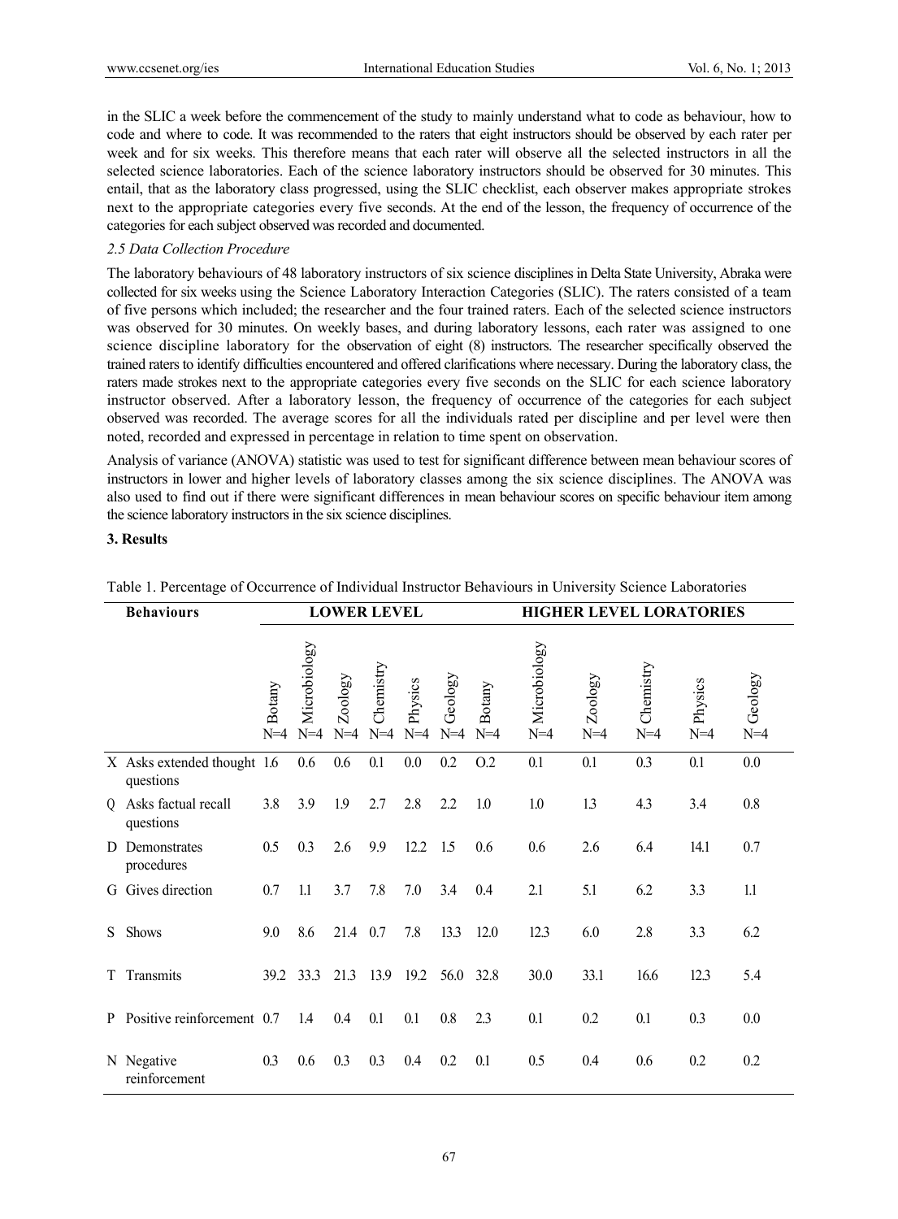in the SLIC a week before the commencement of the study to mainly understand what to code as behaviour, how to code and where to code. It was recommended to the raters that eight instructors should be observed by each rater per week and for six weeks. This therefore means that each rater will observe all the selected instructors in all the selected science laboratories. Each of the science laboratory instructors should be observed for 30 minutes. This entail, that as the laboratory class progressed, using the SLIC checklist, each observer makes appropriate strokes next to the appropriate categories every five seconds. At the end of the lesson, the frequency of occurrence of the categories for each subject observed was recorded and documented.

*2.5 Data Collection Procedure*

The laboratory behaviours of 48 laboratory instructors of six science disciplines in Delta State University, Abraka were collected for six weeks using the Science Laboratory Interaction Categories (SLIC). The raters consisted of a team of five persons which included; the researcher and the four trained raters. Each of the selected science instructors was observed for 30 minutes. On weekly bases, and during laboratory lessons, each rater was assigned to one science discipline laboratory for the observation of eight (8) instructors. The researcher specifically observed the trained raters to identify difficulties encountered and offered clarifications where necessary. During the laboratory class, the raters made strokes next to the appropriate categories every five seconds on the SLIC for each science laboratory instructor observed. After a laboratory lesson, the frequency of occurrence of the categories for each subject observed was recorded. The average scores for all the individuals rated per discipline and per level were then noted, recorded and expressed in percentage in relation to time spent on observation.

Analysis of variance (ANOVA) statistic was used to test for significant difference between mean behaviour scores of instructors in lower and higher levels of laboratory classes among the six science disciplines. The ANOVA was also used to find out if there were significant differences in mean behaviour scores on specific behaviour item among the science laboratory instructors in the six science disciplines.

## 3. Results

Table 1. Percentage of Occurrence of Individual Instructor Behaviours in University Science Laboratories

| | Behaviours | LOWER LEVEL | | | | | | HIGHER LEVEL LORATORIES | | | | | |
|---|---|---|---|---|---|---|---|---|---|---|---|---|---|
| | | Botany N=4 | Microbiology N=4 | Zoology N=4 | Chemistry N=4 | Physics N=4 | Geology N=4 | Botany N=4 | Microbiology N=4 | Zoology N=4 | Chemistry N=4 | Physics N=4 | Geology N=4 |
| X | Asks extended thought questions | 1.6 | 0.6 | 0.6 | 0.1 | 0.0 | 0.2 | O.2 | 0.1 | 0.1 | 0.3 | 0.1 | 0.0 |
| Q | Asks factual recall questions | 3.8 | 3.9 | 1.9 | 2.7 | 2.8 | 2.2 | 1.0 | 1.0 | 1.3 | 4.3 | 3.4 | 0.8 |
| D | Demonstrates procedures | 0.5 | 0.3 | 2.6 | 9.9 | 12.2 | 1.5 | 0.6 | 0.6 | 2.6 | 6.4 | 14.1 | 0.7 |
| G | Gives direction | 0.7 | 1.1 | 3.7 | 7.8 | 7.0 | 3.4 | 0.4 | 2.1 | 5.1 | 6.2 | 3.3 | 1.1 |
| S | Shows | 9.0 | 8.6 | 21.4 | 0.7 | 7.8 | 13.3 | 12.0 | 12.3 | 6.0 | 2.8 | 3.3 | 6.2 |
| T | Transmits | 39.2 | 33.3 | 21.3 | 13.9 | 19.2 | 56.0 | 32.8 | 30.0 | 33.1 | 16.6 | 12.3 | 5.4 |
| P | Positive reinforcement | 0.7 | 1.4 | 0.4 | 0.1 | 0.1 | 0.8 | 2.3 | 0.1 | 0.2 | 0.1 | 0.3 | 0.0 |
| N | Negative reinforcement | 0.3 | 0.6 | 0.3 | 0.3 | 0.4 | 0.2 | 0.1 | 0.5 | 0.4 | 0.6 | 0.2 | 0.2 |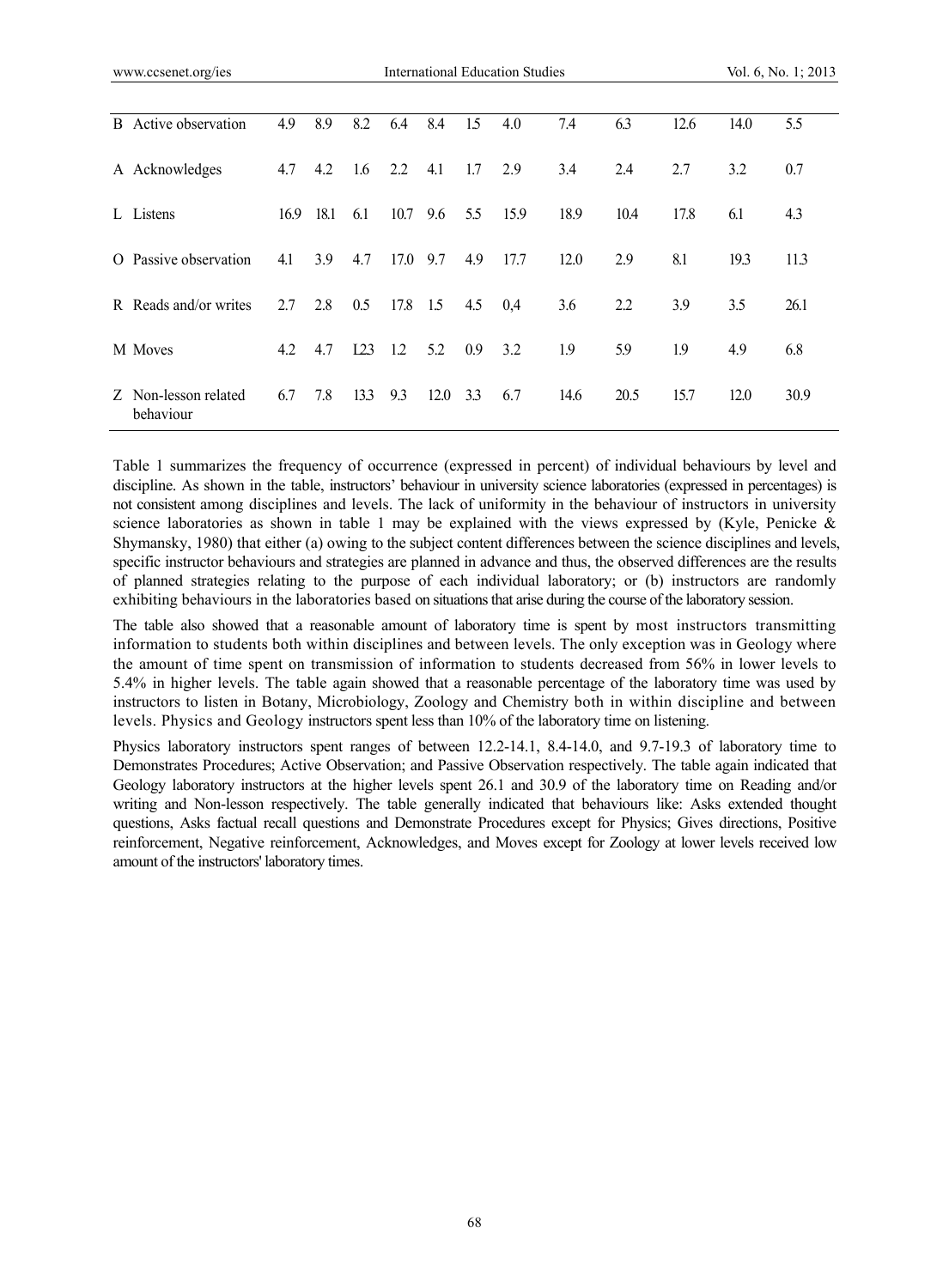| | | | | | | | | | | | | |
|---|---|---|---|---|---|---|---|---|---|---|---|---|
| B Active observation | 4.9 | 8.9 | 8.2 | 6.4 | 8.4 | 1.5 | 4.0 | 7.4 | 6.3 | 12.6 | 14.0 | 5.5 |
| A Acknowledges | 4.7 | 4.2 | 1.6 | 2.2 | 4.1 | 1.7 | 2.9 | 3.4 | 2.4 | 2.7 | 3.2 | 0.7 |
| L Listens | 16.9 | 18.1 | 6.1 | 10.7 | 9.6 | 5.5 | 15.9 | 18.9 | 10.4 | 17.8 | 6.1 | 4.3 |
| O Passive observation | 4.1 | 3.9 | 4.7 | 17.0 | 9.7 | 4.9 | 17.7 | 12.0 | 2.9 | 8.1 | 19.3 | 11.3 |
| R Reads and/or writes | 2.7 | 2.8 | 0.5 | 17.8 | 1.5 | 4.5 | 0,4 | 3.6 | 2.2 | 3.9 | 3.5 | 26.1 |
| M Moves | 4.2 | 4.7 | I23 | 1.2 | 5.2 | 0.9 | 3.2 | 1.9 | 5.9 | 1.9 | 4.9 | 6.8 |
| Z Non-lesson related behaviour | 6.7 | 7.8 | 13.3 | 9.3 | 12.0 | 3.3 | 6.7 | 14.6 | 20.5 | 15.7 | 12.0 | 30.9 |

Table 1 summarizes the frequency of occurrence (expressed in percent) of individual behaviours by level and discipline. As shown in the table, instructors' behaviour in university science laboratories (expressed in percentages) is not consistent among disciplines and levels. The lack of uniformity in the behaviour of instructors in university science laboratories as shown in table 1 may be explained with the views expressed by (Kyle, Penicke & Shymansky, 1980) that either (a) owing to the subject content differences between the science disciplines and levels, specific instructor behaviours and strategies are planned in advance and thus, the observed differences are the results of planned strategies relating to the purpose of each individual laboratory; or (b) instructors are randomly exhibiting behaviours in the laboratories based on situations that arise during the course of the laboratory session.

The table also showed that a reasonable amount of laboratory time is spent by most instructors transmitting information to students both within disciplines and between levels. The only exception was in Geology where the amount of time spent on transmission of information to students decreased from 56% in lower levels to 5.4% in higher levels. The table again showed that a reasonable percentage of the laboratory time was used by instructors to listen in Botany, Microbiology, Zoology and Chemistry both in within discipline and between levels. Physics and Geology instructors spent less than 10% of the laboratory time on listening.

Physics laboratory instructors spent ranges of between 12.2-14.1, 8.4-14.0, and 9.7-19.3 of laboratory time to Demonstrates Procedures; Active Observation; and Passive Observation respectively. The table again indicated that Geology laboratory instructors at the higher levels spent 26.1 and 30.9 of the laboratory time on Reading and/or writing and Non-lesson respectively. The table generally indicated that behaviours like: Asks extended thought questions, Asks factual recall questions and Demonstrate Procedures except for Physics; Gives directions, Positive reinforcement, Negative reinforcement, Acknowledges, and Moves except for Zoology at lower levels received low amount of the instructors' laboratory times.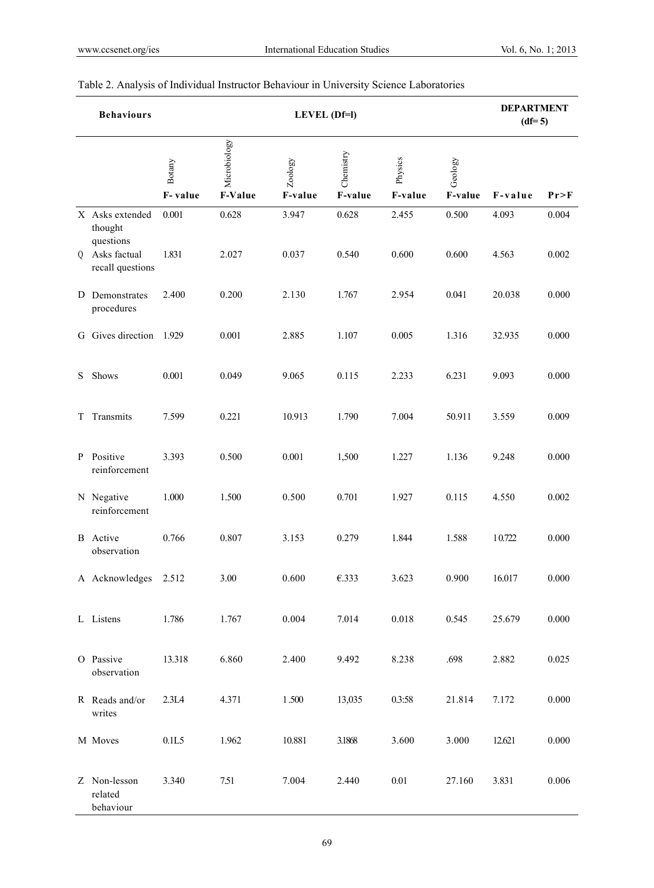Table 2. Analysis of Individual Instructor Behaviour in University Science Laboratories

| Behaviours | LEVEL (Df=l) | | | | | | DEPARTMENT (df= 5) | |
|---|---|---|---|---|---|---|---|---|
| | Botany | Microbiology | Zoology | Chemistry | Physics | Geology | | |
| | F- value | F-Value | F-value | F-value | F-value | F-value | F-value | Pr>F |
| X Asks extended thought questions | 0.001 | 0.628 | 3.947 | 0.628 | 2.455 | 0.500 | 4.093 | 0.004 |
| Q Asks factual recall questions | 1.831 | 2.027 | 0.037 | 0.540 | 0.600 | 0.600 | 4.563 | 0.002 |
| D Demonstrates procedures | 2.400 | 0.200 | 2.130 | 1.767 | 2.954 | 0.041 | 20.038 | 0.000 |
| G Gives direction | 1.929 | 0.001 | 2.885 | 1.107 | 0.005 | 1.316 | 32.935 | 0.000 |
| S Shows | 0.001 | 0.049 | 9.065 | 0.115 | 2.233 | 6.231 | 9.093 | 0.000 |
| T Transmits | 7.599 | 0.221 | 10.913 | 1.790 | 7.004 | 50.911 | 3.559 | 0.009 |
| P Positive reinforcement | 3.393 | 0.500 | 0.001 | 1,500 | 1.227 | 1.136 | 9.248 | 0.000 |
| N Negative reinforcement | 1.000 | 1.500 | 0.500 | 0.701 | 1.927 | 0.115 | 4.550 | 0.002 |
| B Active observation | 0.766 | 0.807 | 3.153 | 0.279 | 1.844 | 1.588 | 10.722 | 0.000 |
| A Acknowledges | 2.512 | 3.00 | 0.600 | €.333 | 3.623 | 0.900 | 16.017 | 0.000 |
| L Listens | 1.786 | 1.767 | 0.004 | 7.014 | 0.018 | 0.545 | 25.679 | 0.000 |
| O Passive observation | 13.318 | 6.860 | 2.400 | 9.492 | 8.238 | .698 | 2.882 | 0.025 |
| R Reads and/or writes | 2.3L4 | 4.371 | 1.500 | 13,035 | 0.3:58 | 21.814 | 7.172 | 0.000 |
| M Moves | 0.1L5 | 1.962 | 10.881 | 3.1868 | 3.600 | 3.000 | 12.621 | 0.000 |
| Z Non-lesson related behaviour | 3.340 | 7.51 | 7.004 | 2.440 | 0.01 | 27.160 | 3.831 | 0.006 |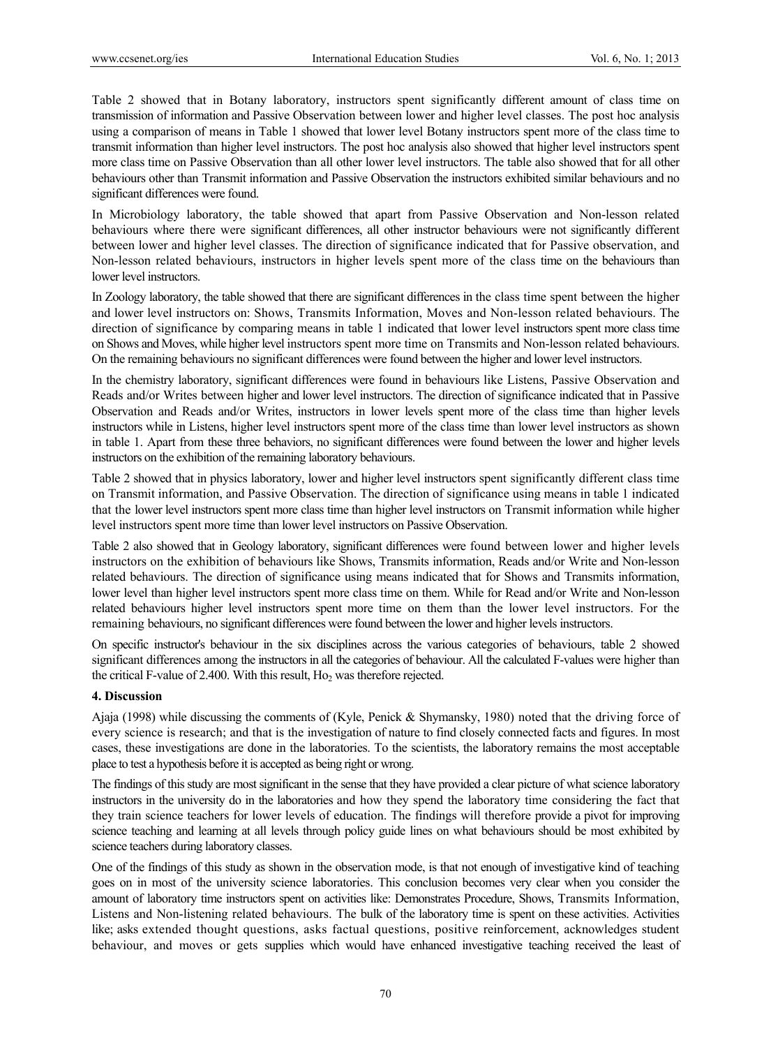Table 2 showed that in Botany laboratory, instructors spent significantly different amount of class time on transmission of information and Passive Observation between lower and higher level classes. The post hoc analysis using a comparison of means in Table 1 showed that lower level Botany instructors spent more of the class time to transmit information than higher level instructors. The post hoc analysis also showed that higher level instructors spent more class time on Passive Observation than all other lower level instructors. The table also showed that for all other behaviours other than Transmit information and Passive Observation the instructors exhibited similar behaviours and no significant differences were found.

In Microbiology laboratory, the table showed that apart from Passive Observation and Non-lesson related behaviours where there were significant differences, all other instructor behaviours were not significantly different between lower and higher level classes. The direction of significance indicated that for Passive observation, and Non-lesson related behaviours, instructors in higher levels spent more of the class time on the behaviours than lower level instructors.

In Zoology laboratory, the table showed that there are significant differences in the class time spent between the higher and lower level instructors on: Shows, Transmits Information, Moves and Non-lesson related behaviours. The direction of significance by comparing means in table 1 indicated that lower level instructors spent more class time on Shows and Moves, while higher level instructors spent more time on Transmits and Non-lesson related behaviours. On the remaining behaviours no significant differences were found between the higher and lower level instructors.

In the chemistry laboratory, significant differences were found in behaviours like Listens, Passive Observation and Reads and/or Writes between higher and lower level instructors. The direction of significance indicated that in Passive Observation and Reads and/or Writes, instructors in lower levels spent more of the class time than higher levels instructors while in Listens, higher level instructors spent more of the class time than lower level instructors as shown in table 1. Apart from these three behaviors, no significant differences were found between the lower and higher levels instructors on the exhibition of the remaining laboratory behaviours.

Table 2 showed that in physics laboratory, lower and higher level instructors spent significantly different class time on Transmit information, and Passive Observation. The direction of significance using means in table 1 indicated that the lower level instructors spent more class time than higher level instructors on Transmit information while higher level instructors spent more time than lower level instructors on Passive Observation.

Table 2 also showed that in Geology laboratory, significant differences were found between lower and higher levels instructors on the exhibition of behaviours like Shows, Transmits information, Reads and/or Write and Non-lesson related behaviours. The direction of significance using means indicated that for Shows and Transmits information, lower level than higher level instructors spent more class time on them. While for Read and/or Write and Non-lesson related behaviours higher level instructors spent more time on them than the lower level instructors. For the remaining behaviours, no significant differences were found between the lower and higher levels instructors.

On specific instructor's behaviour in the six disciplines across the various categories of behaviours, table 2 showed significant differences among the instructors in all the categories of behaviour. All the calculated F-values were higher than the critical F-value of 2.400. With this result, $Ho_2$ was therefore rejected.

## 4. Discussion

Ajaja (1998) while discussing the comments of (Kyle, Penick & Shymansky, 1980) noted that the driving force of every science is research; and that is the investigation of nature to find closely connected facts and figures. In most cases, these investigations are done in the laboratories. To the scientists, the laboratory remains the most acceptable place to test a hypothesis before it is accepted as being right or wrong.

The findings of this study are most significant in the sense that they have provided a clear picture of what science laboratory instructors in the university do in the laboratories and how they spend the laboratory time considering the fact that they train science teachers for lower levels of education. The findings will therefore provide a pivot for improving science teaching and learning at all levels through policy guide lines on what behaviours should be most exhibited by science teachers during laboratory classes.

One of the findings of this study as shown in the observation mode, is that not enough of investigative kind of teaching goes on in most of the university science laboratories. This conclusion becomes very clear when you consider the amount of laboratory time instructors spent on activities like: Demonstrates Procedure, Shows, Transmits Information, Listens and Non-listening related behaviours. The bulk of the laboratory time is spent on these activities. Activities like; asks extended thought questions, asks factual questions, positive reinforcement, acknowledges student behaviour, and moves or gets supplies which would have enhanced investigative teaching received the least of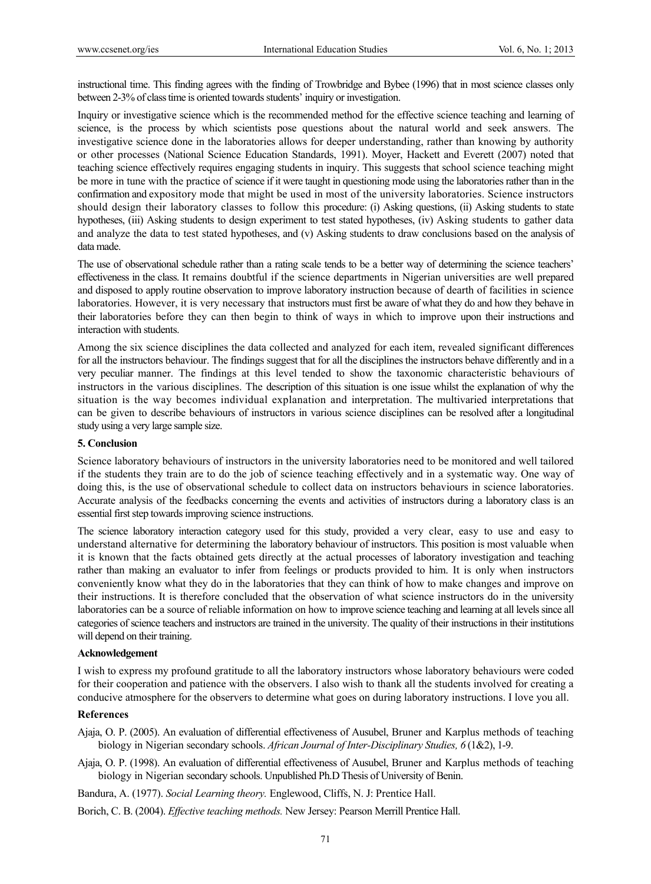instructional time. This finding agrees with the finding of Trowbridge and Bybee (1996) that in most science classes only between 2-3% of class time is oriented towards students' inquiry or investigation.

Inquiry or investigative science which is the recommended method for the effective science teaching and learning of science, is the process by which scientists pose questions about the natural world and seek answers. The investigative science done in the laboratories allows for deeper understanding, rather than knowing by authority or other processes (National Science Education Standards, 1991). Moyer, Hackett and Everett (2007) noted that teaching science effectively requires engaging students in inquiry. This suggests that school science teaching might be more in tune with the practice of science if it were taught in questioning mode using the laboratories rather than in the confirmation and expository mode that might be used in most of the university laboratories. Science instructors should design their laboratory classes to follow this procedure: (i) Asking questions, (ii) Asking students to state hypotheses, (iii) Asking students to design experiment to test stated hypotheses, (iv) Asking students to gather data and analyze the data to test stated hypotheses, and (v) Asking students to draw conclusions based on the analysis of data made.

The use of observational schedule rather than a rating scale tends to be a better way of determining the science teachers' effectiveness in the class. It remains doubtful if the science departments in Nigerian universities are well prepared and disposed to apply routine observation to improve laboratory instruction because of dearth of facilities in science laboratories. However, it is very necessary that instructors must first be aware of what they do and how they behave in their laboratories before they can then begin to think of ways in which to improve upon their instructions and interaction with students.

Among the six science disciplines the data collected and analyzed for each item, revealed significant differences for all the instructors behaviour. The findings suggest that for all the disciplines the instructors behave differently and in a very peculiar manner. The findings at this level tended to show the taxonomic characteristic behaviours of instructors in the various disciplines. The description of this situation is one issue whilst the explanation of why the situation is the way becomes individual explanation and interpretation. The multivaried interpretations that can be given to describe behaviours of instructors in various science disciplines can be resolved after a longitudinal study using a very large sample size.

## 5. Conclusion

Science laboratory behaviours of instructors in the university laboratories need to be monitored and well tailored if the students they train are to do the job of science teaching effectively and in a systematic way. One way of doing this, is the use of observational schedule to collect data on instructors behaviours in science laboratories. Accurate analysis of the feedbacks concerning the events and activities of instructors during a laboratory class is an essential first step towards improving science instructions.

The science laboratory interaction category used for this study, provided a very clear, easy to use and easy to understand alternative for determining the laboratory behaviour of instructors. This position is most valuable when it is known that the facts obtained gets directly at the actual processes of laboratory investigation and teaching rather than making an evaluator to infer from feelings or products provided to him. It is only when instructors conveniently know what they do in the laboratories that they can think of how to make changes and improve on their instructions. It is therefore concluded that the observation of what science instructors do in the university laboratories can be a source of reliable information on how to improve science teaching and learning at all levels since all categories of science teachers and instructors are trained in the university. The quality of their instructions in their institutions will depend on their training.

## Acknowledgement

I wish to express my profound gratitude to all the laboratory instructors whose laboratory behaviours were coded for their cooperation and patience with the observers. I also wish to thank all the students involved for creating a conducive atmosphere for the observers to determine what goes on during laboratory instructions. I love you all.

## References

Ajaja, O. P. (2005). An evaluation of differential effectiveness of Ausubel, Bruner and Karplus methods of teaching biology in Nigerian secondary schools. *African Journal of Inter-Disciplinary Studies, 6* (1&2), 1-9.

Ajaja, O. P. (1998). An evaluation of differential effectiveness of Ausubel, Bruner and Karplus methods of teaching biology in Nigerian secondary schools. Unpublished Ph.D Thesis of University of Benin.

Bandura, A. (1977). *Social Learning theory.* Englewood, Cliffs, N. J: Prentice Hall.

Borich, C. B. (2004). *Effective teaching methods.* New Jersey: Pearson Merrill Prentice Hall.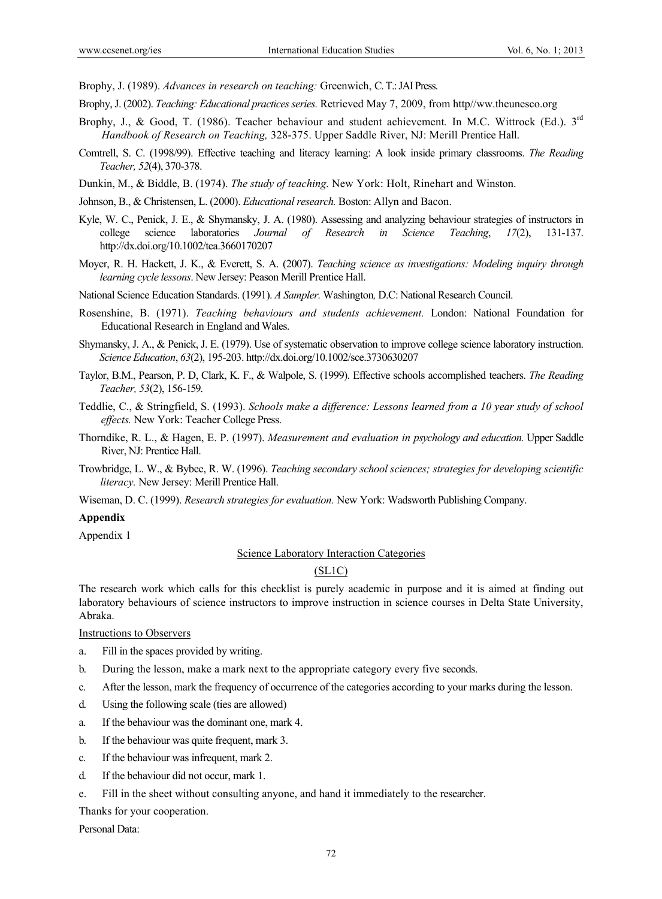Brophy, J. (1989). *Advances in research on teaching:* Greenwich, C. T.: JAI Press.

Brophy, J. (2002). *Teaching: Educational practices series.* Retrieved May 7, 2009, from http//ww.theunesco.org

Brophy, J., & Good, T. (1986). Teacher behaviour and student achievement. In M.C. Wittrock (Ed.). 3[rd] *Handbook of Research on Teaching,* 328-375. Upper Saddle River, NJ: Merill Prentice Hall.

Comtrell, S. C. (1998/99). Effective teaching and literacy learning: A look inside primary classrooms. *The Reading Teacher, 52*(4), 370-378.

Dunkin, M., & Biddle, B. (1974). *The study of teaching.* New York: Holt, Rinehart and Winston.

Johnson, B., & Christensen, L. (2000). *Educational research.* Boston: Allyn and Bacon.

Kyle, W. C., Penick, J. E., & Shymansky, J. A. (1980). Assessing and analyzing behaviour strategies of instructors in college science laboratories *Journal of Research in Science Teaching*, *17*(2), 131-137. http://dx.doi.org/10.1002/tea.3660170207

Moyer, R. H. Hackett, J. K., & Everett, S. A. (2007). *Teaching science as investigations: Modeling inquiry through learning cycle lessons*. New Jersey: Peason Merill Prentice Hall.

National Science Education Standards. (1991). *A Sampler.* Washington*,* D.C: National Research Council.

Rosenshine, B. (1971). *Teaching behaviours and students achievement.* London: National Foundation for Educational Research in England and Wales.

Shymansky, J. A., & Penick, J. E. (1979). Use of systematic observation to improve college science laboratory instruction. *Science Education*, *63*(2), 195-203. http://dx.doi.org/10.1002/sce.3730630207

Taylor, B.M., Pearson, P. D, Clark, K. F., & Walpole, S. (1999). Effective schools accomplished teachers. *The Reading Teacher, 53*(2), 156-159.

Teddlie, C., & Stringfield, S. (1993). *Schools make a difference: Lessons learned from a 10 year study of school effects.* New York: Teacher College Press.

Thorndike, R. L., & Hagen, E. P. (1997). *Measurement and evaluation in psychology and education.* Upper Saddle River, NJ: Prentice Hall.

Trowbridge, L. W., & Bybee, R. W. (1996). *Teaching secondary school sciences; strategies for developing scientific literacy.* New Jersey: Merill Prentice Hall.

Wiseman, D. C. (1999). *Research strategies for evaluation.* New York: Wadsworth Publishing Company.

**Appendix**

Appendix 1

Science Laboratory Interaction Categories

(SL1C)

The research work which calls for this checklist is purely academic in purpose and it is aimed at finding out laboratory behaviours of science instructors to improve instruction in science courses in Delta State University, Abraka.

Instructions to Observers

a. Fill in the spaces provided by writing.

b. During the lesson, make a mark next to the appropriate category every five seconds.

c. After the lesson, mark the frequency of occurrence of the categories according to your marks during the lesson.

d. Using the following scale (ties are allowed)

a. If the behaviour was the dominant one, mark 4.

b. If the behaviour was quite frequent, mark 3.

c. If the behaviour was infrequent, mark 2.

d. If the behaviour did not occur, mark 1.

e. Fill in the sheet without consulting anyone, and hand it immediately to the researcher.

Thanks for your cooperation.

Personal Data: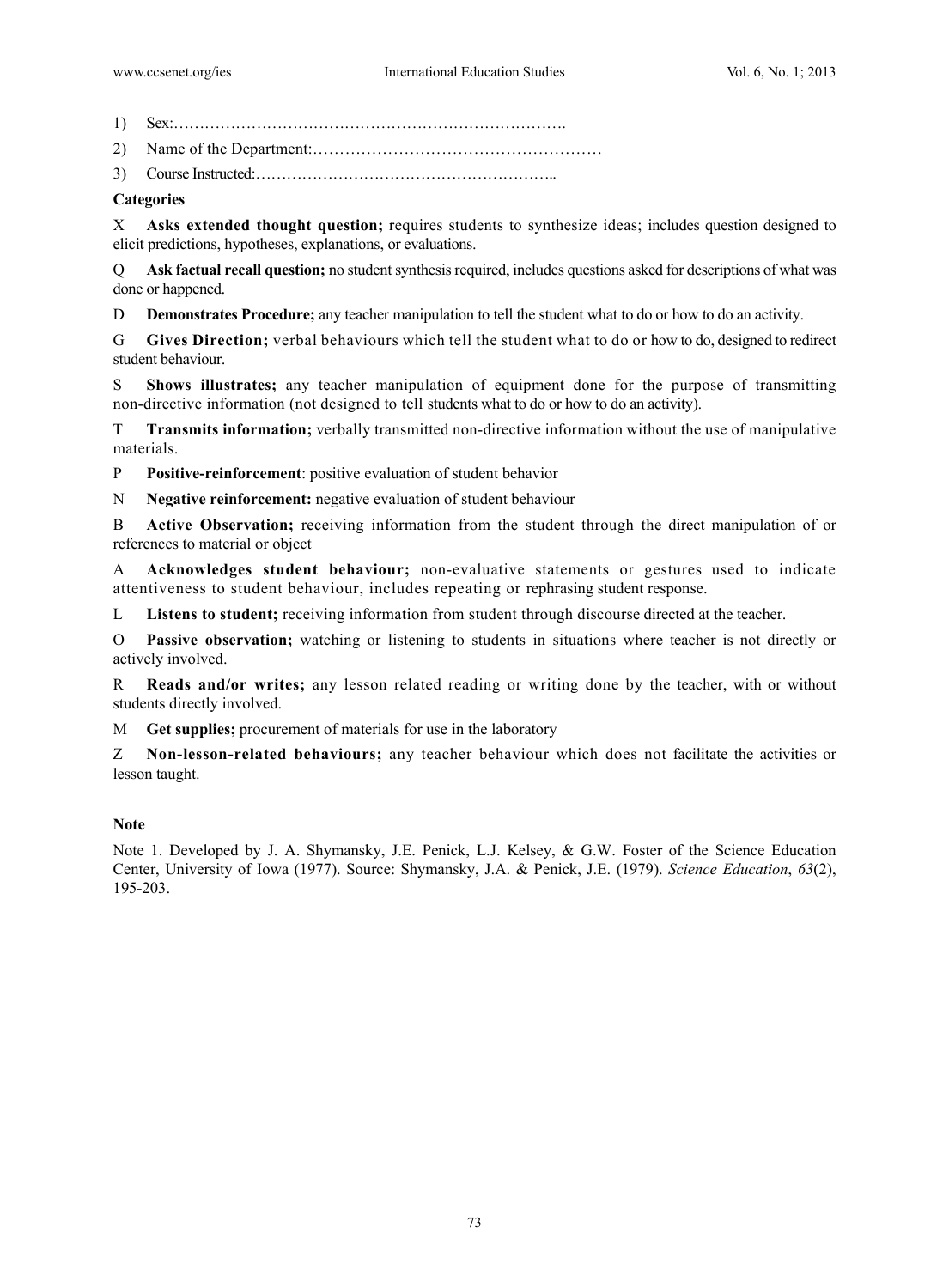1) Sex:…………………………………………………………………….

2) Name of the Department:………………………………………………

3) Course Instructed:…………………………………………………..

**Categories**

X **Asks extended thought question;** requires students to synthesize ideas; includes question designed to elicit predictions, hypotheses, explanations, or evaluations.

Q **Ask factual recall question;** no student synthesis required, includes questions asked for descriptions of what was done or happened.

D **Demonstrates Procedure;** any teacher manipulation to tell the student what to do or how to do an activity.

G **Gives Direction;** verbal behaviours which tell the student what to do or how to do, designed to redirect student behaviour.

S **Shows illustrates;** any teacher manipulation of equipment done for the purpose of transmitting non-directive information (not designed to tell students what to do or how to do an activity).

T **Transmits information;** verbally transmitted non-directive information without the use of manipulative materials.

P **Positive-reinforcement**: positive evaluation of student behavior

N **Negative reinforcement:** negative evaluation of student behaviour

B **Active Observation;** receiving information from the student through the direct manipulation of or references to material or object

A **Acknowledges student behaviour;** non-evaluative statements or gestures used to indicate attentiveness to student behaviour, includes repeating or rephrasing student response.

L **Listens to student;** receiving information from student through discourse directed at the teacher.

O **Passive observation;** watching or listening to students in situations where teacher is not directly or actively involved.

R **Reads and/or writes;** any lesson related reading or writing done by the teacher, with or without students directly involved.

M **Get supplies;** procurement of materials for use in the laboratory

Z **Non-lesson-related behaviours;** any teacher behaviour which does not facilitate the activities or lesson taught.

**Note**

Note 1. Developed by J. A. Shymansky, J.E. Penick, L.J. Kelsey, & G.W. Foster of the Science Education Center, University of Iowa (1977). Source: Shymansky, J.A. & Penick, J.E. (1979). *Science Education*, *63*(2), 195-203.